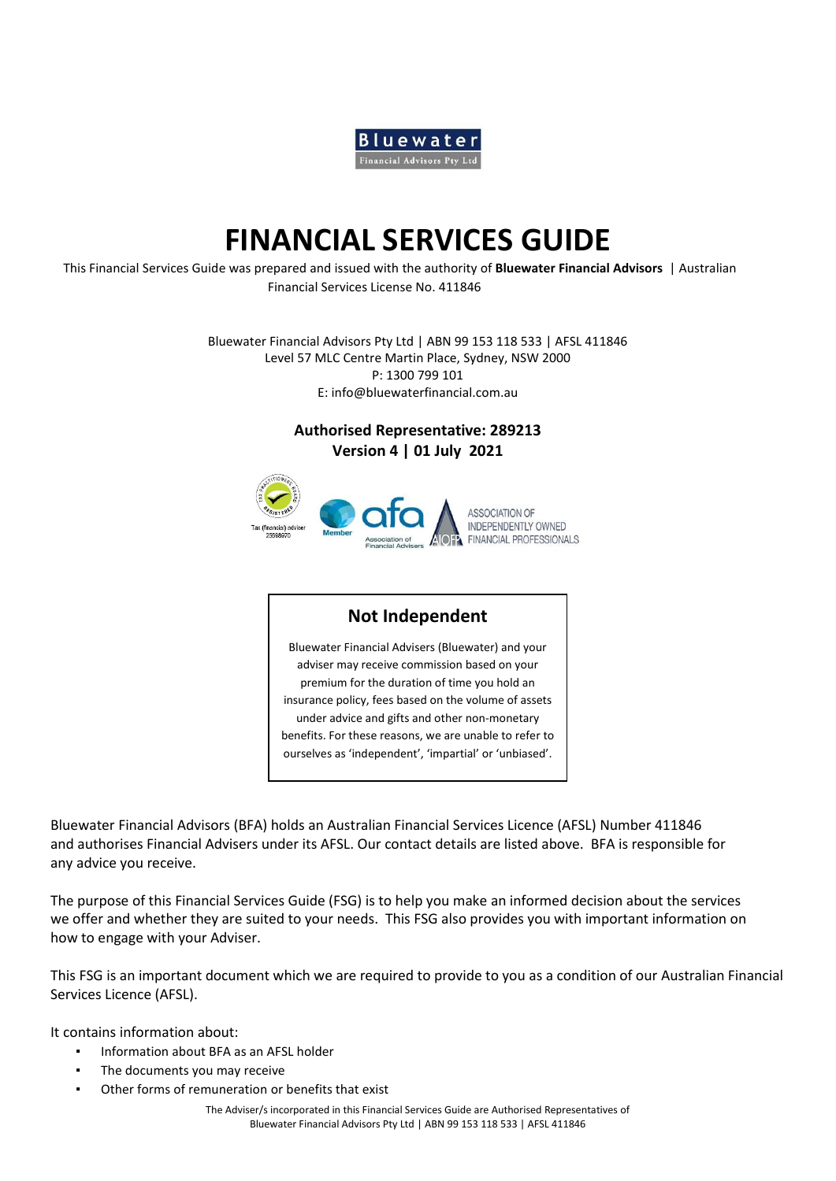# FINANCIAL SERVICES GUIDE

This Financial Services Guide was prepared and issued with the authority of **Bluewater Financial Advisors** | Australian Financial Services License No. 411846

Bluewater Financial Advisors Pty Ltd | ABN 99 153 118 533 | AFSL 411846
Level 57 MLC Centre Martin Place, Sydney, NSW 2000
P: 1300 799 101
E: info@bluewaterfinancial.com.au

**Authorised Representative: 289213**
**Version 4 | 01 July 2021**

## Not Independent

Bluewater Financial Advisers (Bluewater) and your adviser may receive commission based on your premium for the duration of time you hold an insurance policy, fees based on the volume of assets under advice and gifts and other non-monetary benefits. For these reasons, we are unable to refer to ourselves as 'independent', 'impartial' or 'unbiased'.

Bluewater Financial Advisors (BFA) holds an Australian Financial Services Licence (AFSL) Number 411846 and authorises Financial Advisers under its AFSL. Our contact details are listed above. BFA is responsible for any advice you receive.

The purpose of this Financial Services Guide (FSG) is to help you make an informed decision about the services we offer and whether they are suited to your needs. This FSG also provides you with important information on how to engage with your Adviser.

This FSG is an important document which we are required to provide to you as a condition of our Australian Financial Services Licence (AFSL).

It contains information about:

- Information about BFA as an AFSL holder
- The documents you may receive
- Other forms of remuneration or benefits that exist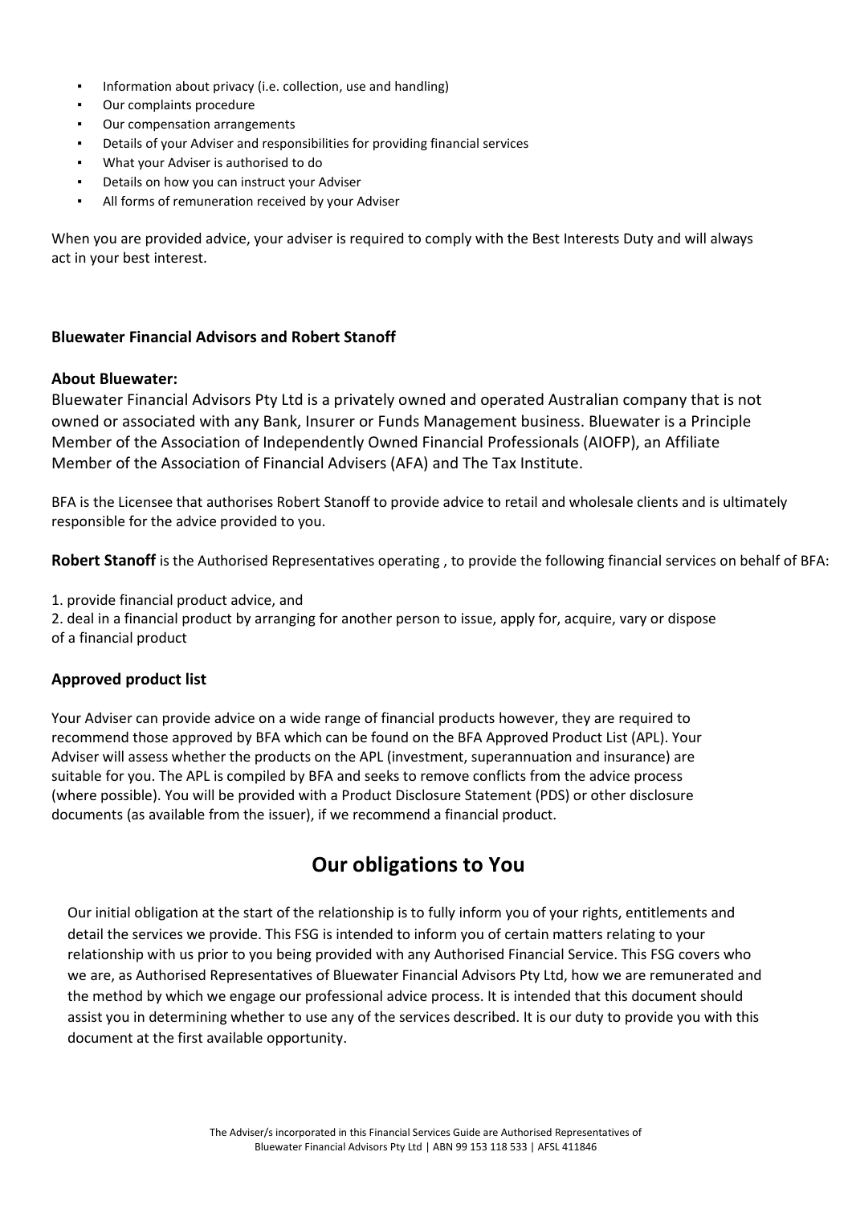- Information about privacy (i.e. collection, use and handling)
- Our complaints procedure
- Our compensation arrangements
- Details of your Adviser and responsibilities for providing financial services
- What your Adviser is authorised to do
- Details on how you can instruct your Adviser
- All forms of remuneration received by your Adviser

When you are provided advice, your adviser is required to comply with the Best Interests Duty and will always act in your best interest.

### Bluewater Financial Advisors and Robert Stanoff

**About Bluewater:**

Bluewater Financial Advisors Pty Ltd is a privately owned and operated Australian company that is not owned or associated with any Bank, Insurer or Funds Management business. Bluewater is a Principle Member of the Association of Independently Owned Financial Professionals (AIOFP), an Affiliate Member of the Association of Financial Advisers (AFA) and The Tax Institute.

BFA is the Licensee that authorises Robert Stanoff to provide advice to retail and wholesale clients and is ultimately responsible for the advice provided to you.

**Robert Stanoff** is the Authorised Representatives operating , to provide the following financial services on behalf of BFA:

1. provide financial product advice, and
2. deal in a financial product by arranging for another person to issue, apply for, acquire, vary or dispose of a financial product

### Approved product list

Your Adviser can provide advice on a wide range of financial products however, they are required to recommend those approved by BFA which can be found on the BFA Approved Product List (APL). Your Adviser will assess whether the products on the APL (investment, superannuation and insurance) are suitable for you. The APL is compiled by BFA and seeks to remove conflicts from the advice process (where possible). You will be provided with a Product Disclosure Statement (PDS) or other disclosure documents (as available from the issuer), if we recommend a financial product.

## Our obligations to You

Our initial obligation at the start of the relationship is to fully inform you of your rights, entitlements and detail the services we provide. This FSG is intended to inform you of certain matters relating to your relationship with us prior to you being provided with any Authorised Financial Service. This FSG covers who we are, as Authorised Representatives of Bluewater Financial Advisors Pty Ltd, how we are remunerated and the method by which we engage our professional advice process. It is intended that this document should assist you in determining whether to use any of the services described. It is our duty to provide you with this document at the first available opportunity.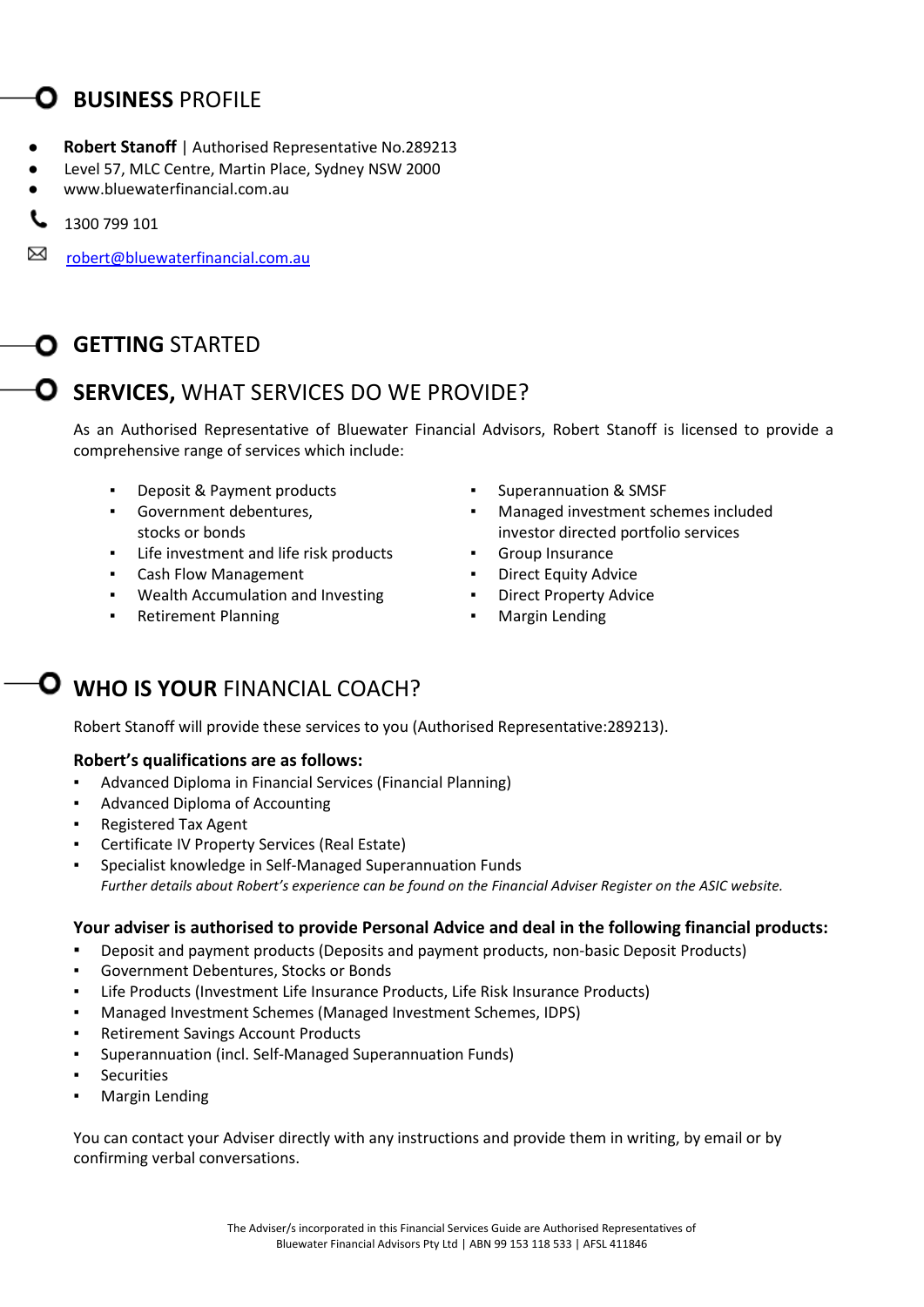## **BUSINESS** PROFILE

- **Robert Stanoff** | Authorised Representative No.289213
- Level 57, MLC Centre, Martin Place, Sydney NSW 2000
- www.bluewaterfinancial.com.au

1300 799 101

robert@bluewaterfinancial.com.au

## **GETTING** STARTED

## **SERVICES,** WHAT SERVICES DO WE PROVIDE?

As an Authorised Representative of Bluewater Financial Advisors, Robert Stanoff is licensed to provide a comprehensive range of services which include:

- Deposit & Payment products
- Government debentures, stocks or bonds
- Life investment and life risk products
- Cash Flow Management
- Wealth Accumulation and Investing
- Retirement Planning
- Superannuation & SMSF
- Managed investment schemes included investor directed portfolio services
- Group Insurance
- Direct Equity Advice
- Direct Property Advice
- Margin Lending

## **WHO IS YOUR** FINANCIAL COACH?

Robert Stanoff will provide these services to you (Authorised Representative:289213).

**Robert's qualifications are as follows:**

- Advanced Diploma in Financial Services (Financial Planning)
- Advanced Diploma of Accounting
- Registered Tax Agent
- Certificate IV Property Services (Real Estate)
- Specialist knowledge in Self-Managed Superannuation Funds

*Further details about Robert's experience can be found on the Financial Adviser Register on the ASIC website.*

**Your adviser is authorised to provide Personal Advice and deal in the following financial products:**

- Deposit and payment products (Deposits and payment products, non-basic Deposit Products)
- Government Debentures, Stocks or Bonds
- Life Products (Investment Life Insurance Products, Life Risk Insurance Products)
- Managed Investment Schemes (Managed Investment Schemes, IDPS)
- Retirement Savings Account Products
- Superannuation (incl. Self-Managed Superannuation Funds)
- Securities
- Margin Lending

You can contact your Adviser directly with any instructions and provide them in writing, by email or by confirming verbal conversations.

The Adviser/s incorporated in this Financial Services Guide are Authorised Representatives of Bluewater Financial Advisors Pty Ltd | ABN 99 153 118 533 | AFSL 411846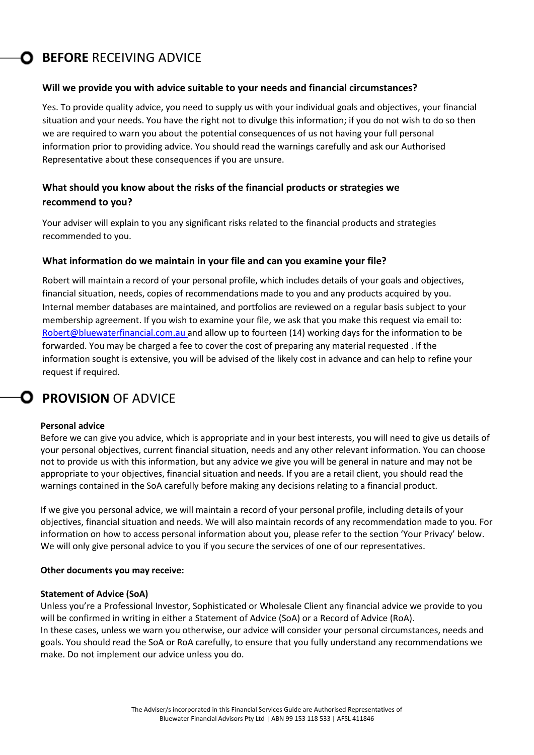## **BEFORE** RECEIVING ADVICE

### Will we provide you with advice suitable to your needs and financial circumstances?

Yes. To provide quality advice, you need to supply us with your individual goals and objectives, your financial situation and your needs. You have the right not to divulge this information; if you do not wish to do so then we are required to warn you about the potential consequences of us not having your full personal information prior to providing advice. You should read the warnings carefully and ask our Authorised Representative about these consequences if you are unsure.

### What should you know about the risks of the financial products or strategies we recommend to you?

Your adviser will explain to you any significant risks related to the financial products and strategies recommended to you.

### What information do we maintain in your file and can you examine your file?

Robert will maintain a record of your personal profile, which includes details of your goals and objectives, financial situation, needs, copies of recommendations made to you and any products acquired by you. Internal member databases are maintained, and portfolios are reviewed on a regular basis subject to your membership agreement. If you wish to examine your file, we ask that you make this request via email to: Robert@bluewaterfinancial.com.au and allow up to fourteen (14) working days for the information to be forwarded. You may be charged a fee to cover the cost of preparing any material requested . If the information sought is extensive, you will be advised of the likely cost in advance and can help to refine your request if required.

## **PROVISION** OF ADVICE

**Personal advice**

Before we can give you advice, which is appropriate and in your best interests, you will need to give us details of your personal objectives, current financial situation, needs and any other relevant information. You can choose not to provide us with this information, but any advice we give you will be general in nature and may not be appropriate to your objectives, financial situation and needs. If you are a retail client, you should read the warnings contained in the SoA carefully before making any decisions relating to a financial product.

If we give you personal advice, we will maintain a record of your personal profile, including details of your objectives, financial situation and needs. We will also maintain records of any recommendation made to you. For information on how to access personal information about you, please refer to the section 'Your Privacy' below. We will only give personal advice to you if you secure the services of one of our representatives.

**Other documents you may receive:**

**Statement of Advice (SoA)**

Unless you're a Professional Investor, Sophisticated or Wholesale Client any financial advice we provide to you will be confirmed in writing in either a Statement of Advice (SoA) or a Record of Advice (RoA).
In these cases, unless we warn you otherwise, our advice will consider your personal circumstances, needs and goals. You should read the SoA or RoA carefully, to ensure that you fully understand any recommendations we make. Do not implement our advice unless you do.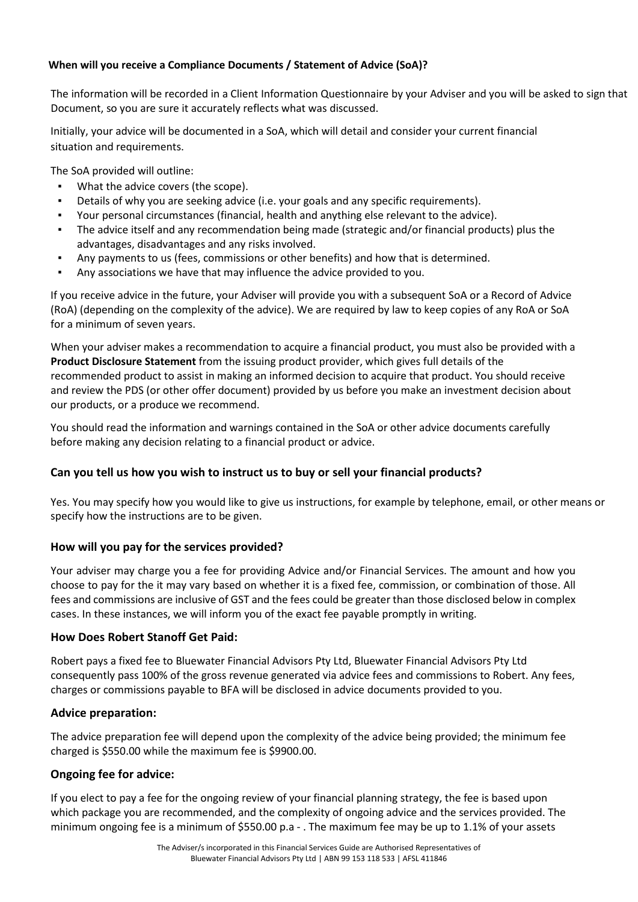**When will you receive a Compliance Documents / Statement of Advice (SoA)?**

The information will be recorded in a Client Information Questionnaire by your Adviser and you will be asked to sign that Document, so you are sure it accurately reflects what was discussed.

Initially, your advice will be documented in a SoA, which will detail and consider your current financial situation and requirements.

The SoA provided will outline:

- What the advice covers (the scope).
- Details of why you are seeking advice (i.e. your goals and any specific requirements).
- Your personal circumstances (financial, health and anything else relevant to the advice).
- The advice itself and any recommendation being made (strategic and/or financial products) plus the advantages, disadvantages and any risks involved.
- Any payments to us (fees, commissions or other benefits) and how that is determined.
- Any associations we have that may influence the advice provided to you.

If you receive advice in the future, your Adviser will provide you with a subsequent SoA or a Record of Advice (RoA) (depending on the complexity of the advice). We are required by law to keep copies of any RoA or SoA for a minimum of seven years.

When your adviser makes a recommendation to acquire a financial product, you must also be provided with a **Product Disclosure Statement** from the issuing product provider, which gives full details of the recommended product to assist in making an informed decision to acquire that product. You should receive and review the PDS (or other offer document) provided by us before you make an investment decision about our products, or a produce we recommend.

You should read the information and warnings contained in the SoA or other advice documents carefully before making any decision relating to a financial product or advice.

## Can you tell us how you wish to instruct us to buy or sell your financial products?

Yes. You may specify how you would like to give us instructions, for example by telephone, email, or other means or specify how the instructions are to be given.

## How will you pay for the services provided?

Your adviser may charge you a fee for providing Advice and/or Financial Services. The amount and how you choose to pay for the it may vary based on whether it is a fixed fee, commission, or combination of those. All fees and commissions are inclusive of GST and the fees could be greater than those disclosed below in complex cases. In these instances, we will inform you of the exact fee payable promptly in writing.

## How Does Robert Stanoff Get Paid:

Robert pays a fixed fee to Bluewater Financial Advisors Pty Ltd, Bluewater Financial Advisors Pty Ltd consequently pass 100% of the gross revenue generated via advice fees and commissions to Robert. Any fees, charges or commissions payable to BFA will be disclosed in advice documents provided to you.

## Advice preparation:

The advice preparation fee will depend upon the complexity of the advice being provided; the minimum fee charged is $550.00 while the maximum fee is $9900.00.

## Ongoing fee for advice:

If you elect to pay a fee for the ongoing review of your financial planning strategy, the fee is based upon which package you are recommended, and the complexity of ongoing advice and the services provided. The minimum ongoing fee is a minimum of $550.00 p.a - . The maximum fee may be up to 1.1% of your assets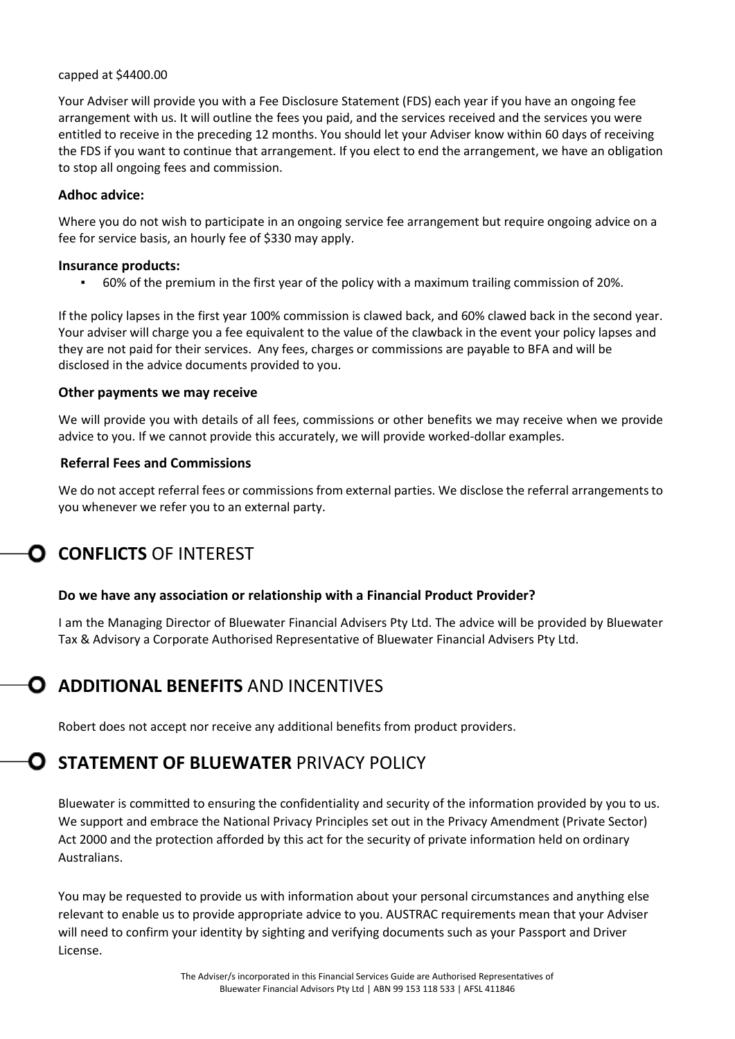capped at $4400.00

Your Adviser will provide you with a Fee Disclosure Statement (FDS) each year if you have an ongoing fee arrangement with us. It will outline the fees you paid, and the services received and the services you were entitled to receive in the preceding 12 months. You should let your Adviser know within 60 days of receiving the FDS if you want to continue that arrangement. If you elect to end the arrangement, we have an obligation to stop all ongoing fees and commission.

### Adhoc advice:

Where you do not wish to participate in an ongoing service fee arrangement but require ongoing advice on a fee for service basis, an hourly fee of $330 may apply.

### Insurance products:

- 60% of the premium in the first year of the policy with a maximum trailing commission of 20%.

If the policy lapses in the first year 100% commission is clawed back, and 60% clawed back in the second year. Your adviser will charge you a fee equivalent to the value of the clawback in the event your policy lapses and they are not paid for their services. Any fees, charges or commissions are payable to BFA and will be disclosed in the advice documents provided to you.

### Other payments we may receive

We will provide you with details of all fees, commissions or other benefits we may receive when we provide advice to you. If we cannot provide this accurately, we will provide worked-dollar examples.

### Referral Fees and Commissions

We do not accept referral fees or commissions from external parties. We disclose the referral arrangements to you whenever we refer you to an external party.

## **CONFLICTS** OF INTEREST

### Do we have any association or relationship with a Financial Product Provider?

I am the Managing Director of Bluewater Financial Advisers Pty Ltd. The advice will be provided by Bluewater Tax & Advisory a Corporate Authorised Representative of Bluewater Financial Advisers Pty Ltd.

## **ADDITIONAL BENEFITS** AND INCENTIVES

Robert does not accept nor receive any additional benefits from product providers.

## **STATEMENT OF BLUEWATER** PRIVACY POLICY

Bluewater is committed to ensuring the confidentiality and security of the information provided by you to us. We support and embrace the National Privacy Principles set out in the Privacy Amendment (Private Sector) Act 2000 and the protection afforded by this act for the security of private information held on ordinary Australians.

You may be requested to provide us with information about your personal circumstances and anything else relevant to enable us to provide appropriate advice to you. AUSTRAC requirements mean that your Adviser will need to confirm your identity by sighting and verifying documents such as your Passport and Driver License.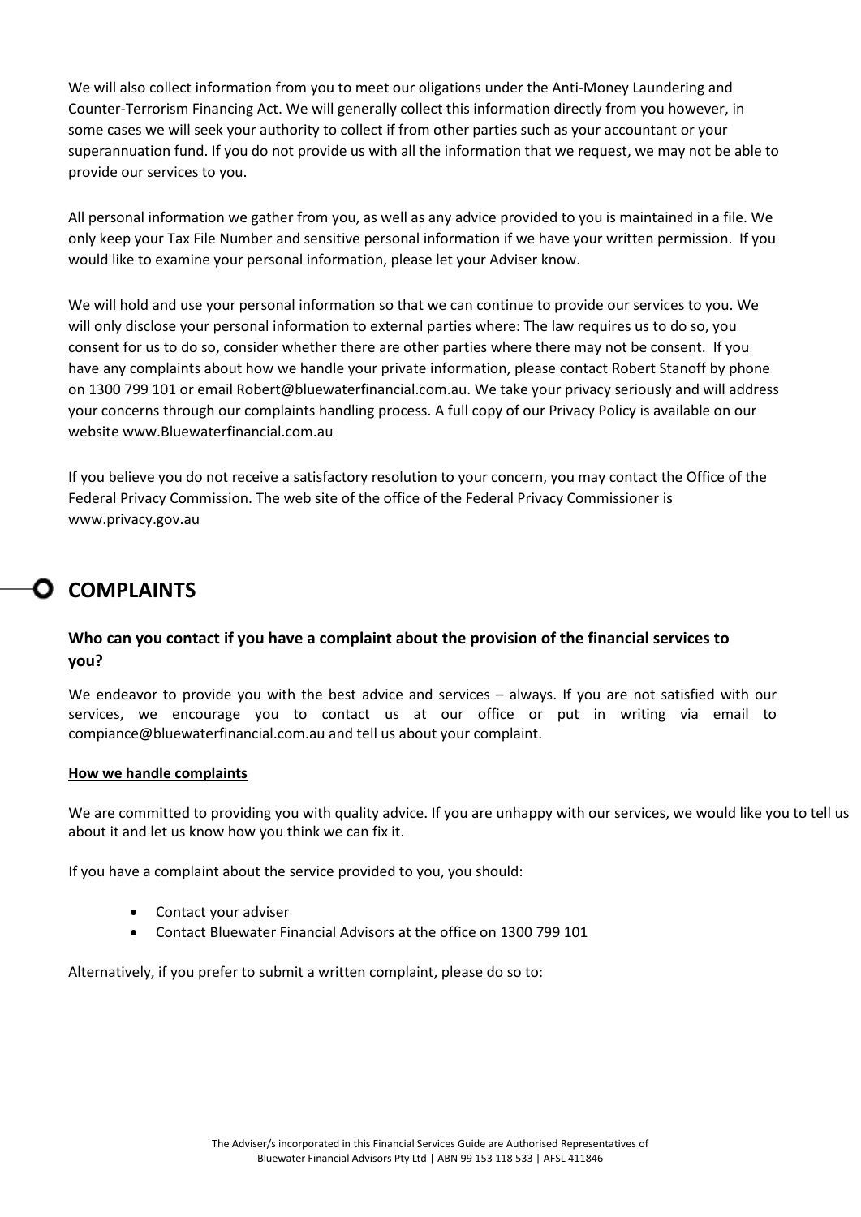We will also collect information from you to meet our oligations under the Anti-Money Laundering and Counter-Terrorism Financing Act. We will generally collect this information directly from you however, in some cases we will seek your authority to collect if from other parties such as your accountant or your superannuation fund. If you do not provide us with all the information that we request, we may not be able to provide our services to you.

All personal information we gather from you, as well as any advice provided to you is maintained in a file. We only keep your Tax File Number and sensitive personal information if we have your written permission. If you would like to examine your personal information, please let your Adviser know.

We will hold and use your personal information so that we can continue to provide our services to you. We will only disclose your personal information to external parties where: The law requires us to do so, you consent for us to do so, consider whether there are other parties where there may not be consent. If you have any complaints about how we handle your private information, please contact Robert Stanoff by phone on 1300 799 101 or email Robert@bluewaterfinancial.com.au. We take your privacy seriously and will address your concerns through our complaints handling process. A full copy of our Privacy Policy is available on our website www.Bluewaterfinancial.com.au

If you believe you do not receive a satisfactory resolution to your concern, you may contact the Office of the Federal Privacy Commission. The web site of the office of the Federal Privacy Commissioner is www.privacy.gov.au

# COMPLAINTS

### Who can you contact if you have a complaint about the provision of the financial services to you?

We endeavor to provide you with the best advice and services – always. If you are not satisfied with our services, we encourage you to contact us at our office or put in writing via email to compiance@bluewaterfinancial.com.au and tell us about your complaint.

**How we handle complaints**

We are committed to providing you with quality advice. If you are unhappy with our services, we would like you to tell us about it and let us know how you think we can fix it.

If you have a complaint about the service provided to you, you should:

- Contact your adviser
- Contact Bluewater Financial Advisors at the office on 1300 799 101

Alternatively, if you prefer to submit a written complaint, please do so to: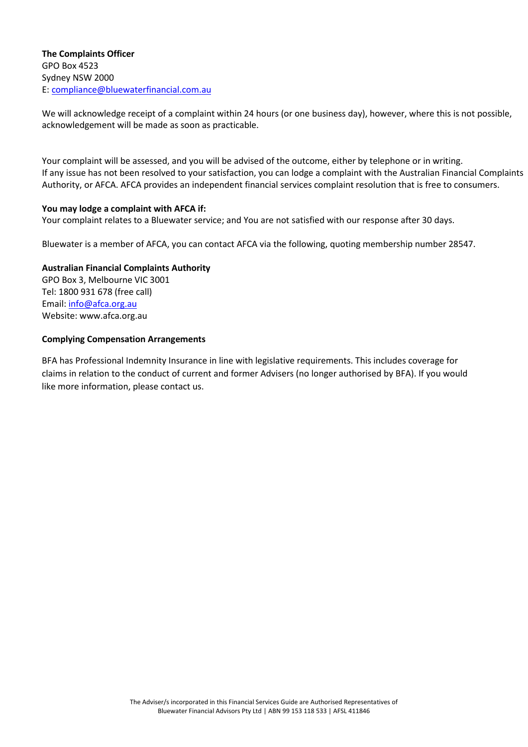**The Complaints Officer**
GPO Box 4523
Sydney NSW 2000
E: compliance@bluewaterfinancial.com.au

We will acknowledge receipt of a complaint within 24 hours (or one business day), however, where this is not possible, acknowledgement will be made as soon as practicable.

Your complaint will be assessed, and you will be advised of the outcome, either by telephone or in writing.
If any issue has not been resolved to your satisfaction, you can lodge a complaint with the Australian Financial Complaints Authority, or AFCA. AFCA provides an independent financial services complaint resolution that is free to consumers.

**You may lodge a complaint with AFCA if:**
Your complaint relates to a Bluewater service; and You are not satisfied with our response after 30 days.

Bluewater is a member of AFCA, you can contact AFCA via the following, quoting membership number 28547.

**Australian Financial Complaints Authority**
GPO Box 3, Melbourne VIC 3001
Tel: 1800 931 678 (free call)
Email: info@afca.org.au
Website: www.afca.org.au

**Complying Compensation Arrangements**

BFA has Professional Indemnity Insurance in line with legislative requirements. This includes coverage for claims in relation to the conduct of current and former Advisers (no longer authorised by BFA). If you would like more information, please contact us.

The Adviser/s incorporated in this Financial Services Guide are Authorised Representatives of Bluewater Financial Advisors Pty Ltd | ABN 99 153 118 533 | AFSL 411846